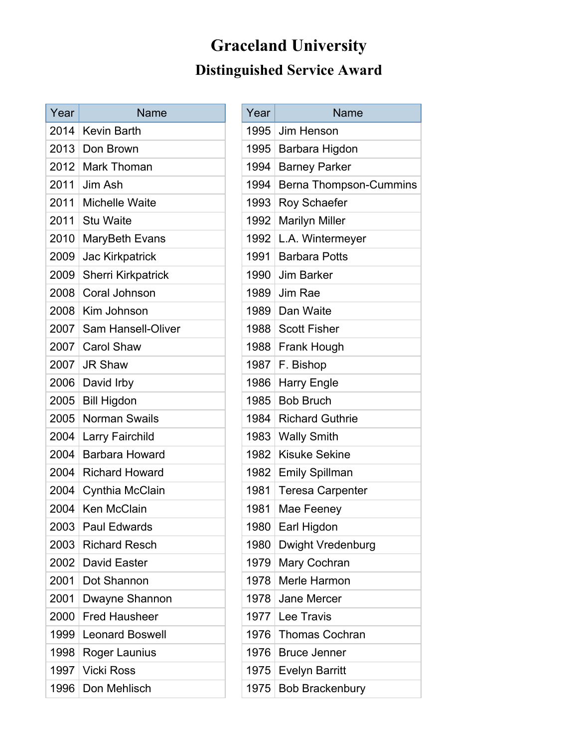# Graceland University

## Distinguished Service Award

| Year | Name |
|---|---|
| 2014 | Kevin Barth |
| 2013 | Don Brown |
| 2012 | Mark Thoman |
| 2011 | Jim Ash |
| 2011 | Michelle Waite |
| 2011 | Stu Waite |
| 2010 | MaryBeth Evans |
| 2009 | Jac Kirkpatrick |
| 2009 | Sherri Kirkpatrick |
| 2008 | Coral Johnson |
| 2008 | Kim Johnson |
| 2007 | Sam Hansell-Oliver |
| 2007 | Carol Shaw |
| 2007 | JR Shaw |
| 2006 | David Irby |
| 2005 | Bill Higdon |
| 2005 | Norman Swails |
| 2004 | Larry Fairchild |
| 2004 | Barbara Howard |
| 2004 | Richard Howard |
| 2004 | Cynthia McClain |
| 2004 | Ken McClain |
| 2003 | Paul Edwards |
| 2003 | Richard Resch |
| 2002 | David Easter |
| 2001 | Dot Shannon |
| 2001 | Dwayne Shannon |
| 2000 | Fred Hausheer |
| 1999 | Leonard Boswell |
| 1998 | Roger Launius |
| 1997 | Vicki Ross |
| 1996 | Don Mehlisch |

| Year | Name |
|---|---|
| 1995 | Jim Henson |
| 1995 | Barbara Higdon |
| 1994 | Barney Parker |
| 1994 | Berna Thompson-Cummins |
| 1993 | Roy Schaefer |
| 1992 | Marilyn Miller |
| 1992 | L.A. Wintermeyer |
| 1991 | Barbara Potts |
| 1990 | Jim Barker |
| 1989 | Jim Rae |
| 1989 | Dan Waite |
| 1988 | Scott Fisher |
| 1988 | Frank Hough |
| 1987 | F. Bishop |
| 1986 | Harry Engle |
| 1985 | Bob Bruch |
| 1984 | Richard Guthrie |
| 1983 | Wally Smith |
| 1982 | Kisuke Sekine |
| 1982 | Emily Spillman |
| 1981 | Teresa Carpenter |
| 1981 | Mae Feeney |
| 1980 | Earl Higdon |
| 1980 | Dwight Vredenburg |
| 1979 | Mary Cochran |
| 1978 | Merle Harmon |
| 1978 | Jane Mercer |
| 1977 | Lee Travis |
| 1976 | Thomas Cochran |
| 1976 | Bruce Jenner |
| 1975 | Evelyn Barritt |
| 1975 | Bob Brackenbury |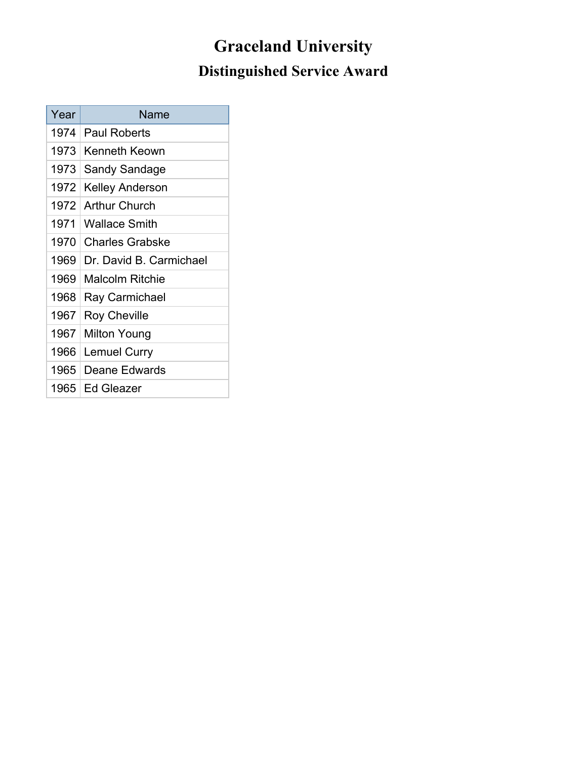# Graceland University

## Distinguished Service Award

| Year | Name |
|---|---|
| 1974 | Paul Roberts |
| 1973 | Kenneth Keown |
| 1973 | Sandy Sandage |
| 1972 | Kelley Anderson |
| 1972 | Arthur Church |
| 1971 | Wallace Smith |
| 1970 | Charles Grabske |
| 1969 | Dr. David B. Carmichael |
| 1969 | Malcolm Ritchie |
| 1968 | Ray Carmichael |
| 1967 | Roy Cheville |
| 1967 | Milton Young |
| 1966 | Lemuel Curry |
| 1965 | Deane Edwards |
| 1965 | Ed Gleazer |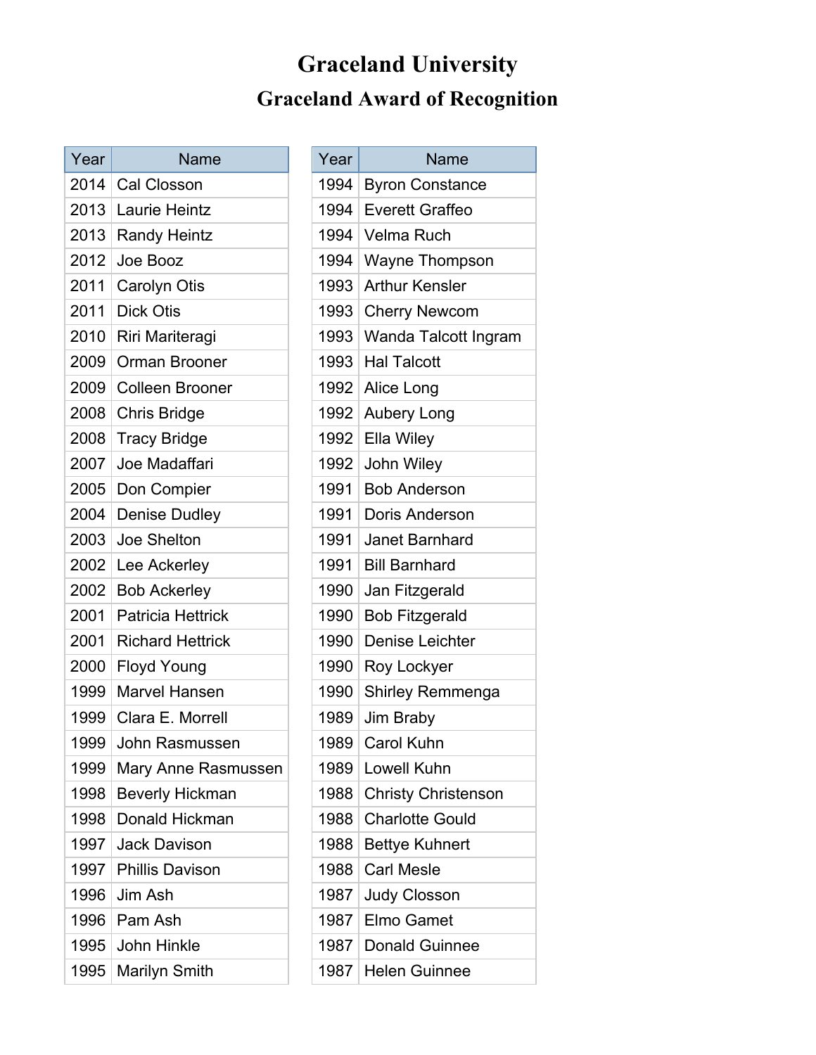# Graceland University

## Graceland Award of Recognition

| Year | Name |
|---|---|
| 2014 | Cal Closson |
| 2013 | Laurie Heintz |
| 2013 | Randy Heintz |
| 2012 | Joe Booz |
| 2011 | Carolyn Otis |
| 2011 | Dick Otis |
| 2010 | Riri Mariteragi |
| 2009 | Orman Brooner |
| 2009 | Colleen Brooner |
| 2008 | Chris Bridge |
| 2008 | Tracy Bridge |
| 2007 | Joe Madaffari |
| 2005 | Don Compier |
| 2004 | Denise Dudley |
| 2003 | Joe Shelton |
| 2002 | Lee Ackerley |
| 2002 | Bob Ackerley |
| 2001 | Patricia Hettrick |
| 2001 | Richard Hettrick |
| 2000 | Floyd Young |
| 1999 | Marvel Hansen |
| 1999 | Clara E. Morrell |
| 1999 | John Rasmussen |
| 1999 | Mary Anne Rasmussen |
| 1998 | Beverly Hickman |
| 1998 | Donald Hickman |
| 1997 | Jack Davison |
| 1997 | Phillis Davison |
| 1996 | Jim Ash |
| 1996 | Pam Ash |
| 1995 | John Hinkle |
| 1995 | Marilyn Smith |

| Year | Name |
|---|---|
| 1994 | Byron Constance |
| 1994 | Everett Graffeo |
| 1994 | Velma Ruch |
| 1994 | Wayne Thompson |
| 1993 | Arthur Kensler |
| 1993 | Cherry Newcom |
| 1993 | Wanda Talcott Ingram |
| 1993 | Hal Talcott |
| 1992 | Alice Long |
| 1992 | Aubery Long |
| 1992 | Ella Wiley |
| 1992 | John Wiley |
| 1991 | Bob Anderson |
| 1991 | Doris Anderson |
| 1991 | Janet Barnhard |
| 1991 | Bill Barnhard |
| 1990 | Jan Fitzgerald |
| 1990 | Bob Fitzgerald |
| 1990 | Denise Leichter |
| 1990 | Roy Lockyer |
| 1990 | Shirley Remmenga |
| 1989 | Jim Braby |
| 1989 | Carol Kuhn |
| 1989 | Lowell Kuhn |
| 1988 | Christy Christenson |
| 1988 | Charlotte Gould |
| 1988 | Bettye Kuhnert |
| 1988 | Carl Mesle |
| 1987 | Judy Closson |
| 1987 | Elmo Gamet |
| 1987 | Donald Guinnee |
| 1987 | Helen Guinnee |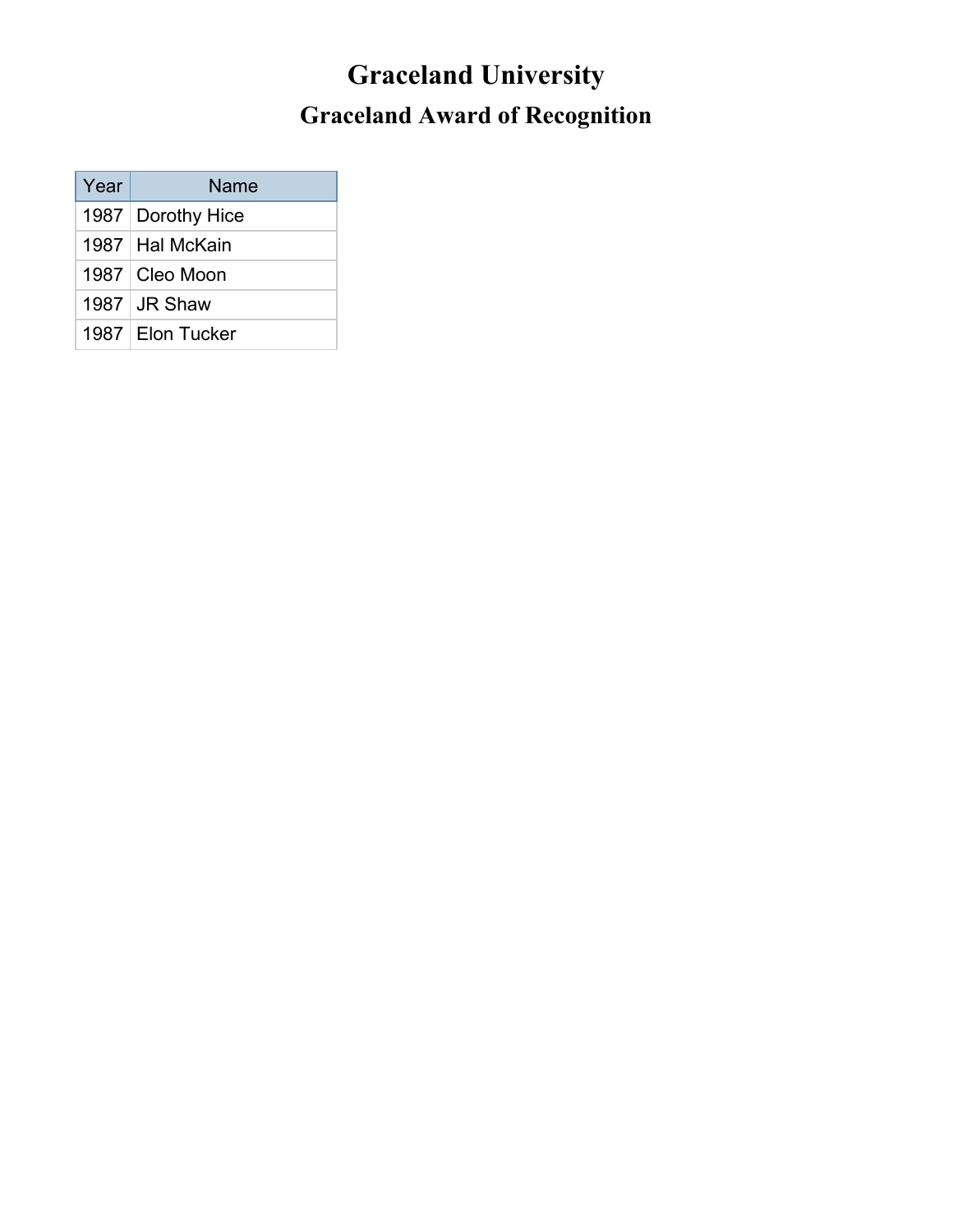# Graceland University

## Graceland Award of Recognition

| Year | Name |
| --- | --- |
| 1987 | Dorothy Hice |
| 1987 | Hal McKain |
| 1987 | Cleo Moon |
| 1987 | JR Shaw |
| 1987 | Elon Tucker |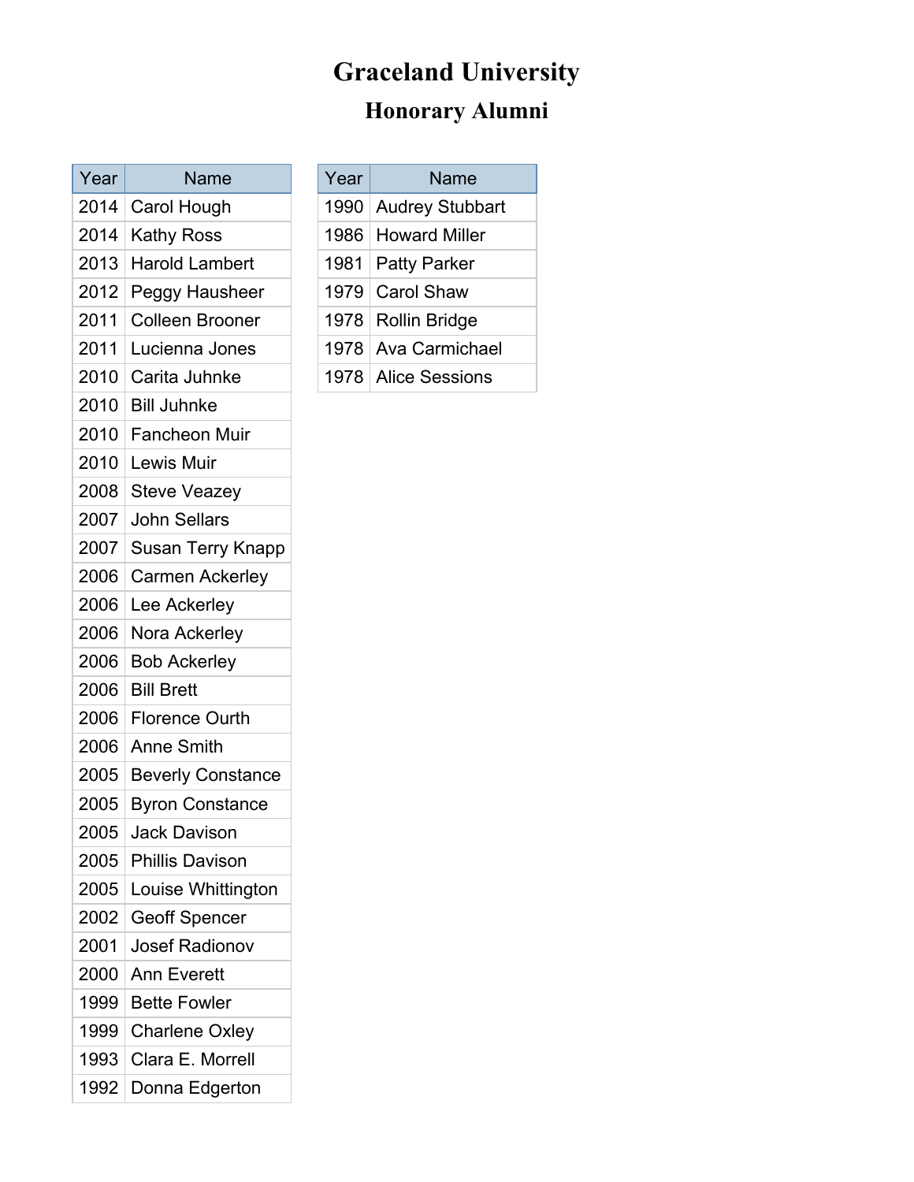# Graceland University

## Honorary Alumni

| Year | Name |
|---|---|
| 2014 | Carol Hough |
| 2014 | Kathy Ross |
| 2013 | Harold Lambert |
| 2012 | Peggy Hausheer |
| 2011 | Colleen Brooner |
| 2011 | Lucienna Jones |
| 2010 | Carita Juhnke |
| 2010 | Bill Juhnke |
| 2010 | Fancheon Muir |
| 2010 | Lewis Muir |
| 2008 | Steve Veazey |
| 2007 | John Sellars |
| 2007 | Susan Terry Knapp |
| 2006 | Carmen Ackerley |
| 2006 | Lee Ackerley |
| 2006 | Nora Ackerley |
| 2006 | Bob Ackerley |
| 2006 | Bill Brett |
| 2006 | Florence Ourth |
| 2006 | Anne Smith |
| 2005 | Beverly Constance |
| 2005 | Byron Constance |
| 2005 | Jack Davison |
| 2005 | Phillis Davison |
| 2005 | Louise Whittington |
| 2002 | Geoff Spencer |
| 2001 | Josef Radionov |
| 2000 | Ann Everett |
| 1999 | Bette Fowler |
| 1999 | Charlene Oxley |
| 1993 | Clara E. Morrell |
| 1992 | Donna Edgerton |
| 1990 | Audrey Stubbart |
| 1986 | Howard Miller |
| 1981 | Patty Parker |
| 1979 | Carol Shaw |
| 1978 | Rollin Bridge |
| 1978 | Ava Carmichael |
| 1978 | Alice Sessions |